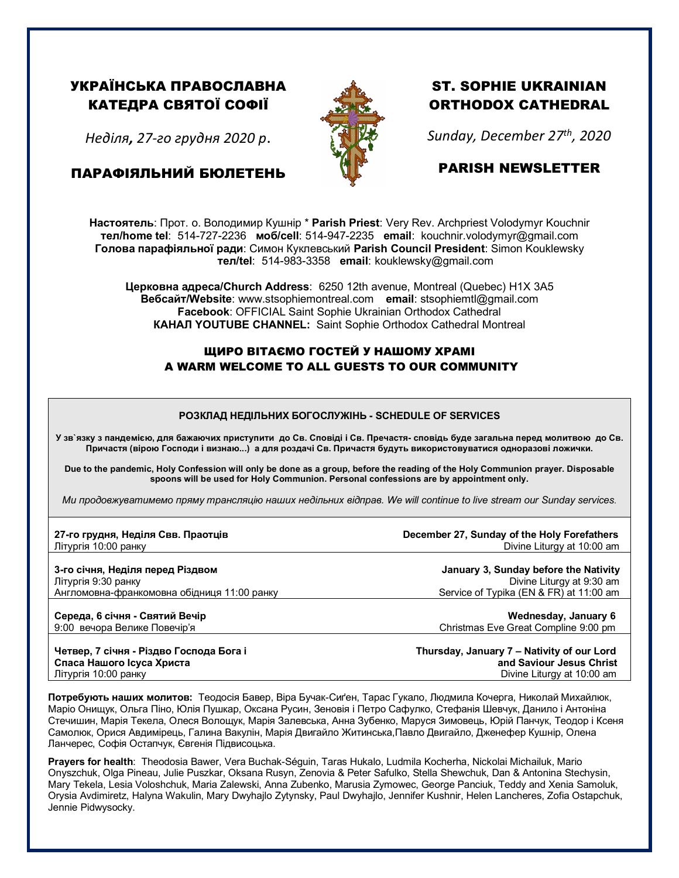# УКРАЇНСЬКА ПРАВОСЛАВНА КАТЕДРА СВЯТОЇ СОФІЇ

*Неділя, 27-го грудня 2020 р.*

## ПАРАФІЯЛЬНИЙ БЮЛЕТЕНЬ

# ST. SOPHIE UKRAINIAN ORTHODOX CATHEDRAL

*Sunday, December 27th, 2020*

## PARISH NEWSLETTER

**Настоятель**: Прот. о. Володимир Кушнір * **Parish Priest**: Very Rev. Archpriest Volodymyr Kouchnir
**тел/home tel**: 514-727-2236 **моб/cell**: 514-947-2235 **email**: kouchnir.volodymyr@gmail.com
**Голова парафіяльної ради**: Симон Куклевський **Parish Council President**: Simon Kouklewsky
**тел/tel**: 514-983-3358 **email**: kouklewsky@gmail.com

**Церковна адреса/Church Address**: 6250 12th avenue, Montreal (Quebec) H1X 3A5
**Вебсайт/Website**: www.stsophiemontreal.com **email**: stsophiemtl@gmail.com
**Facebook**: OFFICIAL Saint Sophie Ukrainian Orthodox Cathedral
**КАНАЛ YOUTUBE CHANNEL:** Saint Sophie Orthodox Cathedral Montreal

### ЩИРО ВІТАЄМО ГОСТЕЙ У НАШОМУ ХРАМІ
### A WARM WELCOME TO ALL GUESTS TO OUR COMMUNITY

**РОЗКЛАД НЕДІЛЬНИХ БОГОСЛУЖІНЬ - SCHEDULE OF SERVICES**

**У зв`язку з пандемією, для бажаючих приступити до Св. Сповіді і Св. Пречастя- сповідь буде загальна перед молитвою до Св. Причастя (вірою Господи і визнаю...) а для роздачі Св. Причастя будуть використовуватися одноразові ложички.**

**Due to the pandemic, Holy Confession will only be done as a group, before the reading of the Holy Communion prayer. Disposable spoons will be used for Holy Communion. Personal confessions are by appointment only.**

*Ми продовжуватимемо пряму трансляцію наших недільних відправ. We will continue to live stream our Sunday services.*

| | |
|---|---|
| **27-го грудня, Неділя Свв. Праотців**<br>Літургія 10:00 ранку | **December 27, Sunday of the Holy Forefathers**<br>Divine Liturgy at 10:00 am |
| **3-го січня, Неділя перед Різдвом**<br>Літургія 9:30 ранку<br>Англомовна-франкомовна обідниця 11:00 ранку | **January 3, Sunday before the Nativity**<br>Divine Liturgy at 9:30 am<br>Service of Typika (EN & FR) at 11:00 am |
| **Середа, 6 січня - Святий Вечір**<br>9:00 вечора Велике Повечір'я | **Wednesday, January 6**<br>Christmas Eve Great Compline 9:00 pm |
| **Четвер, 7 січня - Різдво Господа Бога і Спаса Нашого Ісуса Христа**<br>Літургія 10:00 ранку | **Thursday, January 7 – Nativity of our Lord and Saviour Jesus Christ**<br>Divine Liturgy at 10:00 am |

**Потребують наших молитов:** Теодосія Бавер, Віра Бучак-Сиґен, Тарас Гукало, Людмила Кочерга, Николай Михайлюк, Маріо Онищук, Ольга Піно, Юлія Пушкар, Оксана Русин, Зеновія і Петро Сафулко, Стефанія Шевчук, Данило і Антоніна Стечишин, Марія Текела, Олеся Волощук, Марія Залевська, Анна Зубенко, Маруся Зимовець, Юрій Панчук, Теодор і Ксеня Самолюк, Орися Авдимірець, Галина Вакулін, Марія Двигайло Житинська,Павло Двигайло, Дженефер Кушнір, Олена Ланчерес, Софія Остапчук, Євгенія Підвисоцька.

**Prayers for health**: Theodosia Bawer, Vera Buchak-Séguin, Taras Hukalo, Ludmila Kocherha, Nickolai Michailuk, Mario Onyszchuk, Olga Pineau, Julie Puszkar, Oksana Rusyn, Zenovia & Peter Safulko, Stella Shewchuk, Dan & Antonina Stechysin, Mary Tekela, Lesia Voloshchuk, Maria Zalewski, Anna Zubenko, Marusia Zymowec, George Panciuk, Teddy and Xenia Samoluk, Orysia Avdimiretz, Halyna Wakulin, Mary Dwyhajlo Zytynsky, Paul Dwyhajlo, Jennifer Kushnir, Helen Lancheres, Zofia Ostapchuk, Jennie Pidwysocky.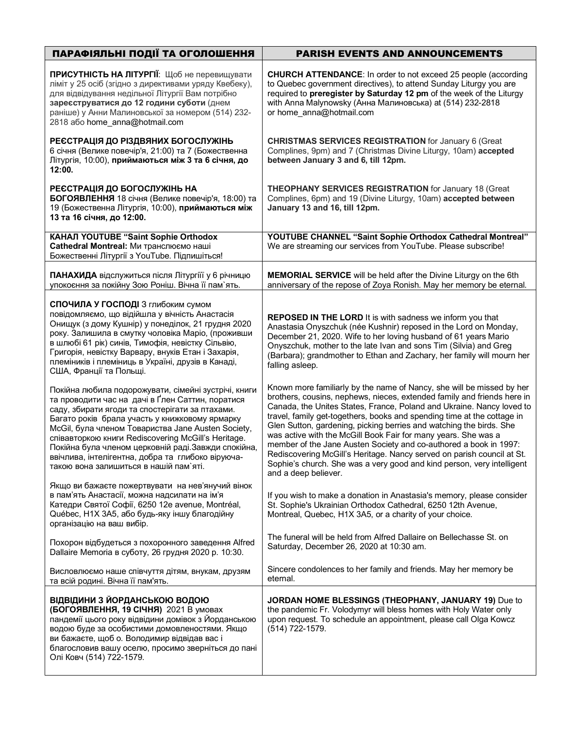| ПАРАФІЯЛЬНІ ПОДІЇ ТА ОГОЛОШЕННЯ | PARISH EVENTS AND ANNOUNCEMENTS |
|---|---|
| **ПРИСУТНІСТЬ НА ЛІТУРГІЇ**: Щоб не перевищувати ліміт у 25 осіб (згідно з директивами уряду Квебеку), для відвідування недільної Літургії Вам потрібно **зареєструватися до 12 години суботи** (днем раніше) у Анни Малиновської за номером (514) 232-2818 або home_anna@hotmail.com<br><br>**РЕЄСТРАЦІЯ ДО РІЗДВЯНИХ БОГОСЛУЖІНЬ** 6 січня (Велике повечір'я, 21:00) та 7 (Божественна Літургія, 10:00), **приймаються між 3 та 6 січня, до 12:00.**<br><br>**РЕЄСТРАЦІЯ ДО БОГОСЛУЖІНЬ НА БОГОЯВЛЕННЯ** 18 січня (Велике повечір'я, 18:00) та 19 (Божественна Літургія, 10:00), **приймаються між 13 та 16 січня, до 12:00.** | **CHURCH ATTENDANCE**: In order to not exceed 25 people (according to Quebec government directives), to attend Sunday Liturgy you are required to **preregister by Saturday 12 pm** of the week of the Liturgy with Anna Malynowsky (Анна Малиновська) at (514) 232-2818 or home_anna@hotmail.com<br><br>**CHRISTMAS SERVICES REGISTRATION** for January 6 (Great Complines, 9pm) and 7 (Christmas Divine Liturgy, 10am) **accepted between January 3 and 6, till 12pm.**<br><br>**THEOPHANY SERVICES REGISTRATION** for January 18 (Great Complines, 6pm) and 19 (Divine Liturgy, 10am) **accepted between January 13 and 16, till 12pm.** |
| **КАНАЛ YOUTUBE "Saint Sophie Orthodox Cathedral Montreal:** Ми транслюємо наші Божественні Літургії з YouTube. Підпишіться! | **YOUTUBE CHANNEL "Saint Sophie Orthodox Cathedral Montreal"** We are streaming our services from YouTube. Please subscribe! |
| **ПАНАХИДА** відслужиться після Літургіїї у 6 річницю упокоєння за покійну Зою Роніш. Вічна її пам`ять. | **MEMORIAL SERVICE** will be held after the Divine Liturgy on the 6th anniversary of the repose of Zoya Ronish. May her memory be eternal. |
| **СПОЧИЛА У ГОСПОДІ** З глибоким сумом повідомляємо, що відійшла у вічність Анастасія Онищук (з дому Кушнір) у понеділок, 21 грудня 2020 року. Залишила в смутку чоловіка Маріо, (проживши в шлюбі 61 рік) синів, Тимофія, невістку Сільвію, Григорія, невістку Варвару, внуків Етан і Захарія, племінників і племінниць в Україні, друзів в Канаді, США, Франції та Польщі.<br><br>Покійна любила подорожувати, сімейні зустрічі, книги та проводити час на дачі в Ґлен Саттин, поратися саду, збирати ягоди та спостерігати за птахами. Багато років брала участь у книжковому ярмарку McGil, була членом Товариства Jane Austen Society, співавторкою книги Rediscovering McGill's Heritage. Покійна була членом церковній раді.Завжди спокійна, ввічлива, інтелігентна, добра та глибоко віруюча-такою вона залишиться в нашій пам`яті.<br><br>Якщо ви бажаєте пожертвувати на нев'янучий вінок в пам'ять Анастасії, можна надсилати на ім'я Катедри Святої Софії, 6250 12e avenue, Montréal, Québec, H1X 3A5, або будь-яку іншу благодійну організацію на ваш вибір.<br><br>Похорон відбудеться з похоронного заведення Alfred Dallaire Memoria в суботу, 26 грудня 2020 р. 10:30.<br><br>Висловлюємо наше співчуття дітям, внукам, друзям та всій родині. Вічна її пам'ять. | **REPOSED IN THE LORD** It is with sadness we inform you that Anastasia Onyszchuk (née Kushnir) reposed in the Lord on Monday, December 21, 2020. Wife to her loving husband of 61 years Mario Onyszchuk, mother to the late Ivan and sons Tim (Silvia) and Greg (Barbara); grandmother to Ethan and Zachary, her family will mourn her falling asleep.<br><br>Known more familiarly by the name of Nancy, she will be missed by her brothers, cousins, nephews, nieces, extended family and friends here in Canada, the Unites States, France, Poland and Ukraine. Nancy loved to travel, family get-togethers, books and spending time at the cottage in Glen Sutton, gardening, picking berries and watching the birds. She was active with the McGill Book Fair for many years. She was a member of the Jane Austen Society and co-authored a book in 1997: Rediscovering McGill's Heritage. Nancy served on parish council at St. Sophie's church. She was a very good and kind person, very intelligent and a deep believer.<br><br>If you wish to make a donation in Anastasia's memory, please consider St. Sophie's Ukrainian Orthodox Cathedral, 6250 12th Avenue, Montreal, Quebec, H1X 3A5, or a charity of your choice.<br><br>The funeral will be held from Alfred Dallaire on Bellechasse St. on Saturday, December 26, 2020 at 10:30 am.<br><br>Sincere condolences to her family and friends. May her memory be eternal. |
| **ВІДВІДИНИ З ЙОРДАНСЬКОЮ ВОДОЮ (БОГОЯВЛЕННЯ, 19 СІЧНЯ)** 2021 В умовах пандемії цього року відвідини домівок з Йорданською водою буде за особистими домовленостями. Якщо ви бажаєте, щоб о. Володимир відвідав вас і благословив вашу оселю, просимо зверніться до пані Олі Ковч (514) 722-1579. | **JORDAN HOME BLESSINGS (THEOPHANY, JANUARY 19)** Due to the pandemic Fr. Volodymyr will bless homes with Holy Water only upon request. To schedule an appointment, please call Olga Kowcz (514) 722-1579. |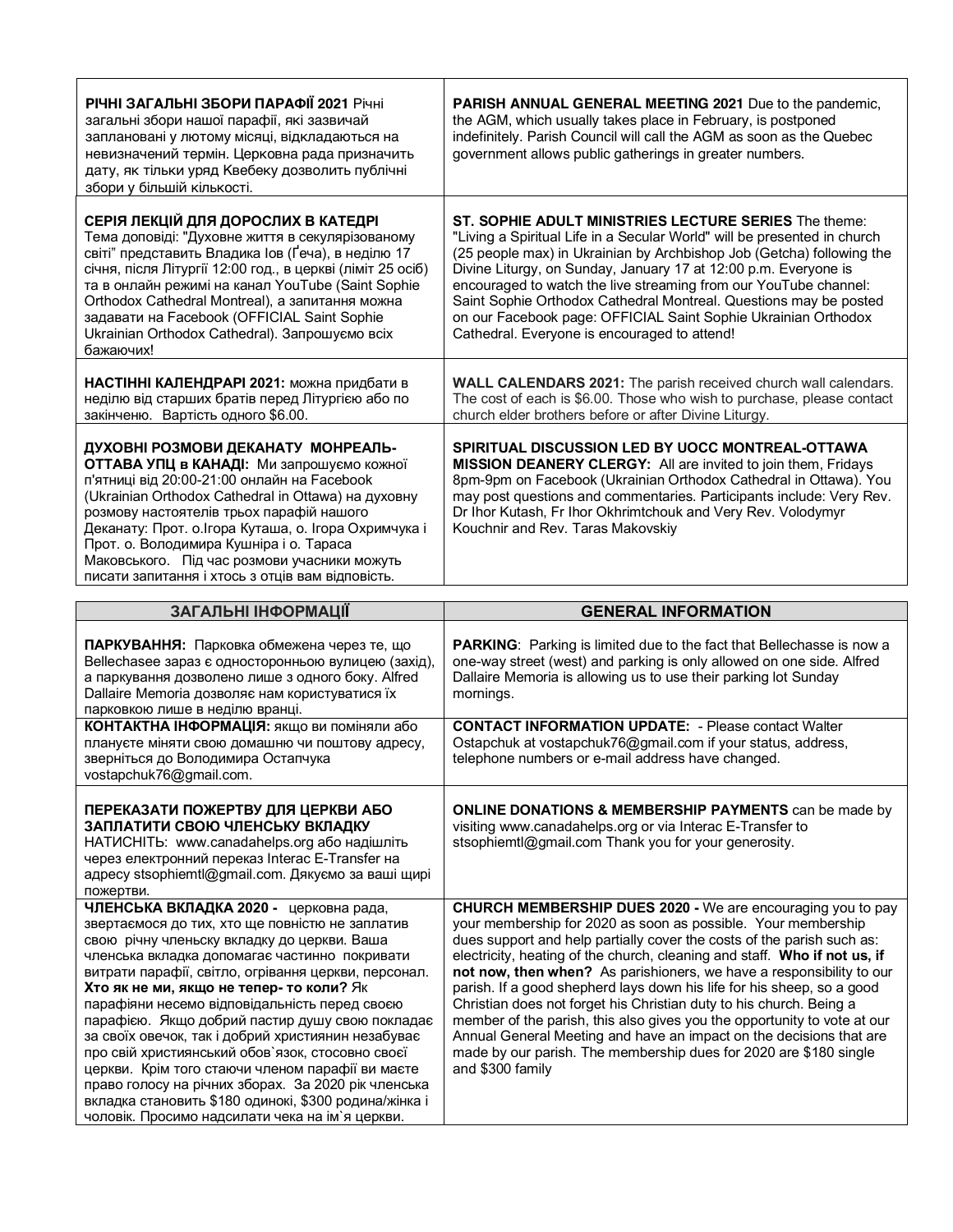| | |
|---|---|
| **РІЧНІ ЗАГАЛЬНІ ЗБОРИ ПАРАФІЇ 2021** Річні загальні збори нашої парафії, які зазвичай заплановані у лютому місяці, відкладаються на невизначений термін. Церковна рада призначить дату, як тільки уряд Квебеку дозволить публічні збори у більшій кількості. | **PARISH ANNUAL GENERAL MEETING 2021** Due to the pandemic, the AGM, which usually takes place in February, is postponed indefinitely. Parish Council will call the AGM as soon as the Quebec government allows public gatherings in greater numbers. |
| **СЕРІЯ ЛЕКЦІЙ ДЛЯ ДОРОСЛИХ В КАТЕДРІ** Тема доповіді: "Духовне життя в секуляризованому світі" представить Владика Іов (Ґеча), в неділю 17 січня, після Літургії 12:00 год., в церкві (ліміт 25 осіб) та в онлайн режимі на канал YouTube (Saint Sophie Orthodox Cathedral Montreal), а запитання можна задавати на Facebook (OFFICIAL Saint Sophie Ukrainian Orthodox Cathedral). Запрошуємо всіх бажаючих! | **ST. SOPHIE ADULT MINISTRIES LECTURE SERIES** The theme: "Living a Spiritual Life in a Secular World" will be presented in church (25 people max) in Ukrainian by Archbishop Job (Getcha) following the Divine Liturgy, on Sunday, January 17 at 12:00 p.m. Everyone is encouraged to watch the live streaming from our YouTube channel: Saint Sophie Orthodox Cathedral Montreal. Questions may be posted on our Facebook page: OFFICIAL Saint Sophie Ukrainian Orthodox Cathedral. Everyone is encouraged to attend! |
| **НАСТІННІ КАЛЕНДРАРІ 2021:** можна придбати в неділю від старших братів перед Літургією або по закінченю. Вартість одного $6.00. | **WALL CALENDARS 2021:** The parish received church wall calendars. The cost of each is $6.00. Those who wish to purchase, please contact church elder brothers before or after Divine Liturgy. |
| **ДУХОВНІ РОЗМОВИ ДЕКАНАТУ МОНРЕАЛЬ-ОТТАВА УПЦ в КАНАДІ:** Ми запрошуємо кожної п'ятниці від 20:00-21:00 онлайн на Facebook (Ukrainian Orthodox Cathedral in Ottawa) на духовну розмову настоятелів трьох парафій нашого Деканату: Прот. о.Ігора Куташа, о. Ігора Охримчука і Прот. о. Володимира Кушніра і о. Тараса Маковського. Під час розмови учасники можуть писати запитання і хтось з отців вам відповість. | **SPIRITUAL DISCUSSION LED BY UOCC MONTREAL-OTTAWA MISSION DEANERY CLERGY:** All are invited to join them, Fridays 8pm-9pm on Facebook (Ukrainian Orthodox Cathedral in Ottawa). You may post questions and commentaries. Participants include: Very Rev. Dr Ihor Kutash, Fr Ihor Okhrimtchouk and Very Rev. Volodymyr Kouchnir and Rev. Taras Makovskiy |

| ЗАГАЛЬНІ ІНФОРМАЦІЇ | GENERAL INFORMATION |
|---|---|
| **ПАРКУВАННЯ:** Парковка обмежена через те, що Bellechasee зараз є односторонньою вулицею (захід), а паркування дозволено лише з одного боку. Alfred Dallaire Memoria дозволяє нам користуватися їх парковкою лише в неділю вранці. | **PARKING**: Parking is limited due to the fact that Bellechasse is now a one-way street (west) and parking is only allowed on one side. Alfred Dallaire Memoria is allowing us to use their parking lot Sunday mornings. |
| **КОНТАКТНА ІНФОРМАЦІЯ:** якщо ви поміняли або плануєте міняти свою домашню чи поштову адресу, зверніться до Володимира Остапчука vostapchuk76@gmail.com. | **CONTACT INFORMATION UPDATE:** - Please contact Walter Ostapchuk at vostapchuk76@gmail.com if your status, address, telephone numbers or e-mail address have changed. |
| **ПЕРЕКАЗАТИ ПОЖЕРТВУ ДЛЯ ЦЕРКВИ АБО ЗАПЛАТИТИ СВОЮ ЧЛЕНСЬКУ ВКЛАДКУ** НАТИСНІТЬ: www.canadahelps.org або надішліть через електронний переказ Interac E-Transfer на адресу stsophiemtl@gmail.com. Дякуємо за ваші щирі пожертви. | **ONLINE DONATIONS & MEMBERSHIP PAYMENTS** can be made by visiting www.canadahelps.org or via Interac E-Transfer to stsophiemtl@gmail.com Thank you for your generosity. |
| **ЧЛЕНСЬКА ВКЛАДКА 2020 -** церковна рада, звертаємося до тих, хто ще повністю не заплатив свою річну членську вкладку до церкви. Ваша членська вкладка допомагає частинно покривати витрати парафії, світло, огрівання церкви, персонал. **Хто як не ми, якщо не тепер- то коли?** Як парафіяни несемо відповідальність перед своєю парафією. Якщо добрий пастир душу свою покладає за своїх овечок, так і добрий християнин незабуває про свій християнський обов`язок, стосовно своєї церкви. Крім того стаючи членом парафії ви маєте право голосу на річних зборах. За 2020 рік членська вкладка становить $180 одинокі, $300 родина/жінка і чоловік. Просимо надсилати чека на ім`я церкви. | **CHURCH MEMBERSHIP DUES 2020 -** We are encouraging you to pay your membership for 2020 as soon as possible. Your membership dues support and help partially cover the costs of the parish such as: electricity, heating of the church, cleaning and staff. **Who if not us, if not now, then when?** As parishioners, we have a responsibility to our parish. If a good shepherd lays down his life for his sheep, so a good Christian does not forget his Christian duty to his church. Being a member of the parish, this also gives you the opportunity to vote at our Annual General Meeting and have an impact on the decisions that are made by our parish. The membership dues for 2020 are $180 single and $300 family |